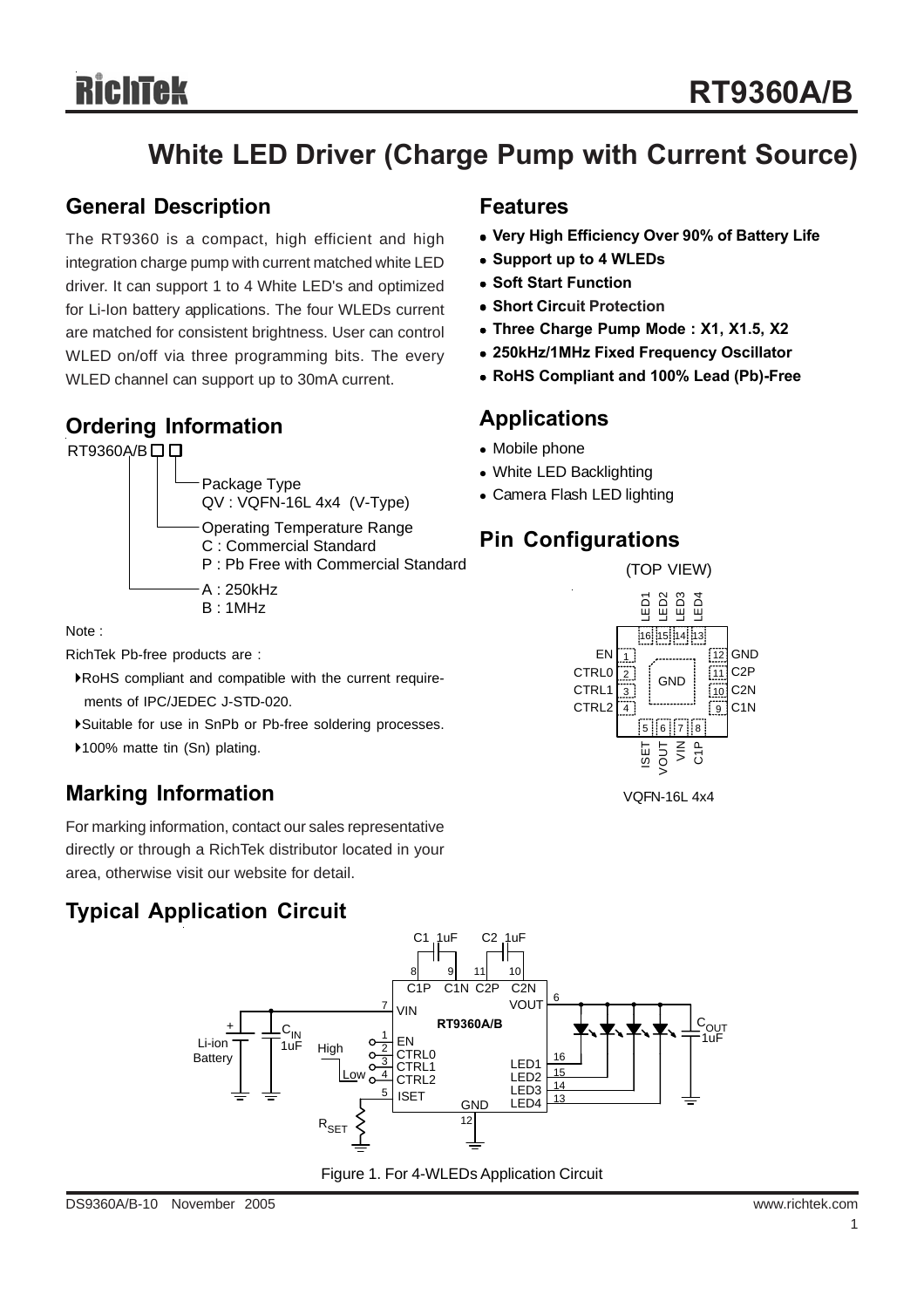# White LED Driver (Charge Pump with Current Source)

## General Description

The RT9360 is a compact, high efficient and high integration charge pump with current matched white LED driver. It can support 1 to 4 White LED's and optimized for Li-Ion battery applications. The four WLEDs current are matched for consistent brightness. User can control WLED on/off via three programming bits. The every WLED channel can support up to 30mA current.

## Ordering Information

RT9360A/B □□

- Package Type
  QV : VQFN-16L 4x4 (V-Type)
- Operating Temperature Range
  C : Commercial Standard
  P : Pb Free with Commercial Standard
- A : 250kHz
  B : 1MHz

Note :

RichTek Pb-free products are :

- RoHS compliant and compatible with the current requirements of IPC/JEDEC J-STD-020.
- Suitable for use in SnPb or Pb-free soldering processes.
- 100% matte tin (Sn) plating.

## Marking Information

For marking information, contact our sales representative directly or through a RichTek distributor located in your area, otherwise visit our website for detail.

## Features

- **Very High Efficiency Over 90% of Battery Life**
- **Support up to 4 WLEDs**
- **Soft Start Function**
- **Short Circuit Protection**
- **Three Charge Pump Mode : X1, X1.5, X2**
- **250kHz/1MHz Fixed Frequency Oscillator**
- **RoHS Compliant and 100% Lead (Pb)-Free**

## Applications

- Mobile phone
- White LED Backlighting
- Camera Flash LED lighting

## Pin Configurations

(TOP VIEW)

LED1 LED2 LED3 LED4
16 15 14 13

EN 1 | 12 GND
CTRL0 2 | 11 C2P
CTRL1 3 | GND | 10 C2N
CTRL2 4 | 9 C1N

5 6 7 8
ISET VOUT VIN C1P

VQFN-16L 4x4

## Typical Application Circuit

C1 1uF
C2 1uF
8 9 11 10
C1P C1N C2P C2N
7 VIN
RT9360A/B
6 VOUT
$C_{OUT}$ 1uF
Li-ion Battery
$C_{IN}$ 1uF
High
Low
1 EN
2 CTRL0
3 CTRL1
4 CTRL2
5 ISET
GND 12
LED1 16
LED2 15
LED3 14
LED4 13
$R_{SET}$

Figure 1. For 4-WLEDs Application Circuit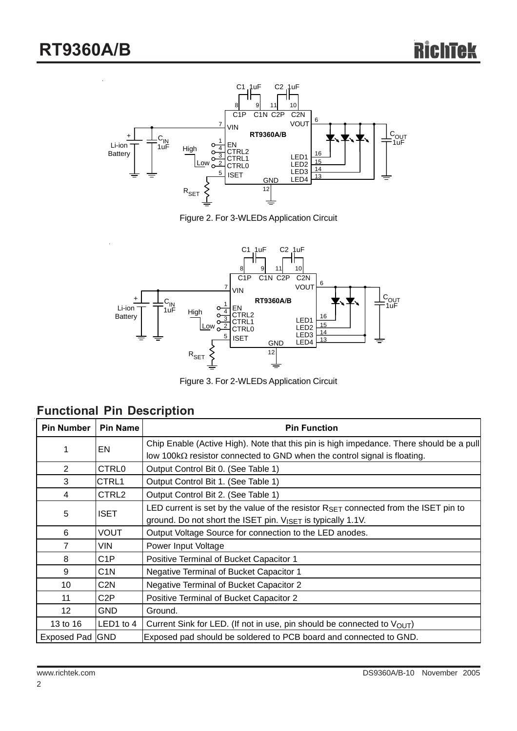Figure 2. For 3-WLEDs Application Circuit

Figure 3. For 2-WLEDs Application Circuit

## Functional Pin Description

| Pin Number | Pin Name | Pin Function |
|---|---|---|
| 1 | EN | Chip Enable (Active High). Note that this pin is high impedance. There should be a pull low 100kΩ resistor connected to GND when the control signal is floating. |
| 2 | CTRL0 | Output Control Bit 0. (See Table 1) |
| 3 | CTRL1 | Output Control Bit 1. (See Table 1) |
| 4 | CTRL2 | Output Control Bit 2. (See Table 1) |
| 5 | ISET | LED current is set by the value of the resistor $R_{SET}$ connected from the ISET pin to ground. Do not short the ISET pin. $V_{ISET}$ is typically 1.1V. |
| 6 | VOUT | Output Voltage Source for connection to the LED anodes. |
| 7 | VIN | Power Input Voltage |
| 8 | C1P | Positive Terminal of Bucket Capacitor 1 |
| 9 | C1N | Negative Terminal of Bucket Capacitor 1 |
| 10 | C2N | Negative Terminal of Bucket Capacitor 2 |
| 11 | C2P | Positive Terminal of Bucket Capacitor 2 |
| 12 | GND | Ground. |
| 13 to 16 | LED1 to 4 | Current Sink for LED. (If not in use, pin should be connected to $V_{OUT}$) |
| Exposed Pad | GND | Exposed pad should be soldered to PCB board and connected to GND. |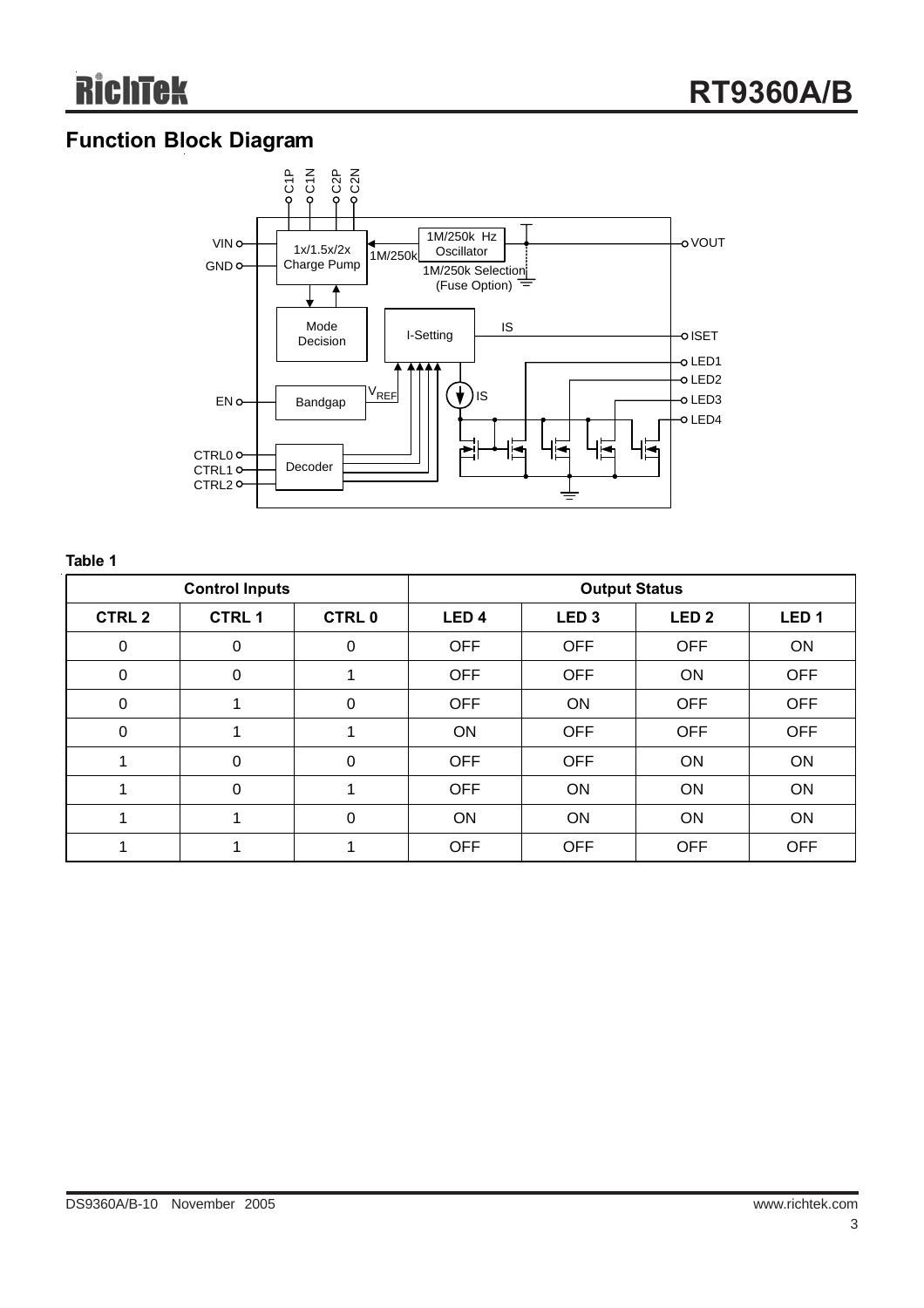## Function Block Diagram

C1P C1N C2P C2N

VIN

GND

1x/1.5x/2x Charge Pump

1M/250k

1M/250k Hz Oscillator

1M/250k Selection (Fuse Option)

VOUT

Mode Decision

I-Setting

IS

ISET

LED1

LED2

EN

Bandgap

$V_{REF}$

IS

LED3

LED4

CTRL0

CTRL1

CTRL2

Decoder

**Table 1**

| Control Inputs | | | Output Status | | | |
|---|---|---|---|---|---|---|
| **CTRL 2** | **CTRL 1** | **CTRL 0** | **LED 4** | **LED 3** | **LED 2** | **LED 1** |
| 0 | 0 | 0 | OFF | OFF | OFF | ON |
| 0 | 0 | 1 | OFF | OFF | ON | OFF |
| 0 | 1 | 0 | OFF | ON | OFF | OFF |
| 0 | 1 | 1 | ON | OFF | OFF | OFF |
| 1 | 0 | 0 | OFF | OFF | ON | ON |
| 1 | 0 | 1 | OFF | ON | ON | ON |
| 1 | 1 | 0 | ON | ON | ON | ON |
| 1 | 1 | 1 | OFF | OFF | OFF | OFF |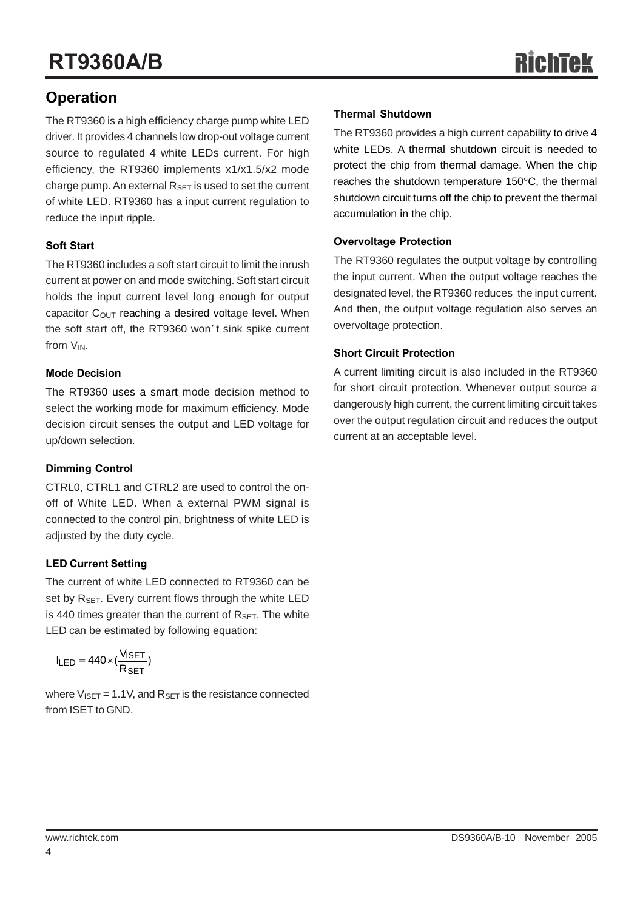## Operation

The RT9360 is a high efficiency charge pump white LED driver. It provides 4 channels low drop-out voltage current source to regulated 4 white LEDs current. For high efficiency, the RT9360 implements x1/x1.5/x2 mode charge pump. An external $R_{SET}$ is used to set the current of white LED. RT9360 has a input current regulation to reduce the input ripple.

### Soft Start

The RT9360 includes a soft start circuit to limit the inrush current at power on and mode switching. Soft start circuit holds the input current level long enough for output capacitor $C_{OUT}$ reaching a desired voltage level. When the soft start off, the RT9360 won't sink spike current from $V_{IN}$.

### Mode Decision

The RT9360 uses a smart mode decision method to select the working mode for maximum efficiency. Mode decision circuit senses the output and LED voltage for up/down selection.

### Dimming Control

CTRL0, CTRL1 and CTRL2 are used to control the on-off of White LED. When a external PWM signal is connected to the control pin, brightness of white LED is adjusted by the duty cycle.

### LED Current Setting

The current of white LED connected to RT9360 can be set by $R_{SET}$. Every current flows through the white LED is 440 times greater than the current of $R_{SET}$. The white LED can be estimated by following equation:

$$I_{LED} = 440 \times \left(\frac{V_{ISET}}{R_{SET}}\right)$$

where $V_{ISET}$ = 1.1V, and $R_{SET}$ is the resistance connected from ISET to GND.

### Thermal Shutdown

The RT9360 provides a high current capability to drive 4 white LEDs. A thermal shutdown circuit is needed to protect the chip from thermal damage. When the chip reaches the shutdown temperature 150°C, the thermal shutdown circuit turns off the chip to prevent the thermal accumulation in the chip.

### Overvoltage Protection

The RT9360 regulates the output voltage by controlling the input current. When the output voltage reaches the designated level, the RT9360 reduces the input current. And then, the output voltage regulation also serves an overvoltage protection.

### Short Circuit Protection

A current limiting circuit is also included in the RT9360 for short circuit protection. Whenever output source a dangerously high current, the current limiting circuit takes over the output regulation circuit and reduces the output current at an acceptable level.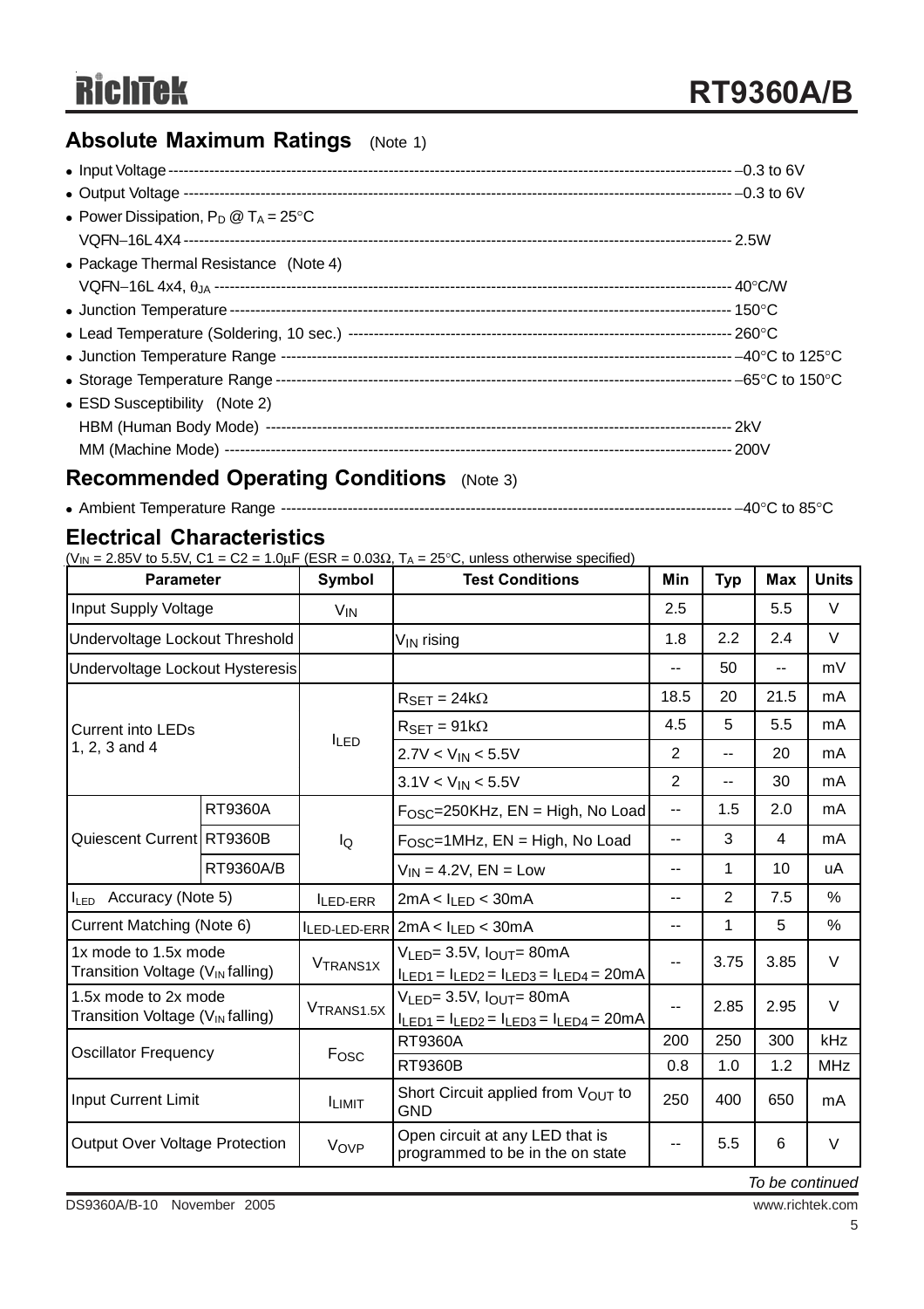## Absolute Maximum Ratings (Note 1)

- Input Voltage ------------------------------------------------------------------------------------------------------------- −0.3 to 6V
- Output Voltage ----------------------------------------------------------------------------------------------------------- −0.3 to 6V
- Power Dissipation, $P_D$ @ $T_A$ = 25°C
  VQFN−16L 4X4 ----------------------------------------------------------------------------------------------------------- 2.5W
- Package Thermal Resistance (Note 4)
  VQFN−16L 4x4, $\theta_{JA}$ --------------------------------------------------------------------------------------------------- 40°C/W
- Junction Temperature ---------------------------------------------------------------------------------------------------- 150°C
- Lead Temperature (Soldering, 10 sec.) ------------------------------------------------------------------------------ 260°C
- Junction Temperature Range --------------------------------------------------------------------------------------------- −40°C to 125°C
- Storage Temperature Range ---------------------------------------------------------------------------------------------- −65°C to 150°C
- ESD Susceptibility (Note 2)
  HBM (Human Body Mode) --------------------------------------------------------------------------------------------- 2kV
  MM (Machine Mode) --------------------------------------------------------------------------------------------------- 200V

## Recommended Operating Conditions (Note 3)

- Ambient Temperature Range --------------------------------------------------------------------------------------------- −40°C to 85°C

## Electrical Characteristics

($V_{IN}$ = 2.85V to 5.5V, C1 = C2 = 1.0μF (ESR = 0.03Ω, $T_A$ = 25°C, unless otherwise specified)

| Parameter | | Symbol | Test Conditions | Min | Typ | Max | Units |
|---|---|---|---|---|---|---|---|
| Input Supply Voltage | | $V_{IN}$ | | 2.5 | | 5.5 | V |
| Undervoltage Lockout Threshold | | | $V_{IN}$ rising | 1.8 | 2.2 | 2.4 | V |
| Undervoltage Lockout Hysteresis | | | | -- | 50 | -- | mV |
| Current into LEDs 1, 2, 3 and 4 | | $I_{LED}$ | $R_{SET}$ = 24kΩ | 18.5 | 20 | 21.5 | mA |
| | | | $R_{SET}$ = 91kΩ | 4.5 | 5 | 5.5 | mA |
| | | | 2.7V < $V_{IN}$ < 5.5V | 2 | -- | 20 | mA |
| | | | 3.1V < $V_{IN}$ < 5.5V | 2 | -- | 30 | mA |
| Quiescent Current | RT9360A | $I_Q$ | $F_{OSC}$=250KHz, EN = High, No Load | -- | 1.5 | 2.0 | mA |
| | RT9360B | | $F_{OSC}$=1MHz, EN = High, No Load | -- | 3 | 4 | mA |
| | RT9360A/B | | $V_{IN}$ = 4.2V, EN = Low | -- | 1 | 10 | uA |
| $I_{LED}$ Accuracy (Note 5) | | $I_{LED-ERR}$ | 2mA < $I_{LED}$ < 30mA | -- | 2 | 7.5 | % |
| Current Matching (Note 6) | | $I_{LED-LED-ERR}$ | 2mA < $I_{LED}$ < 30mA | -- | 1 | 5 | % |
| 1x mode to 1.5x mode Transition Voltage ($V_{IN}$ falling) | | $V_{TRANS1X}$ | $V_{LED}$= 3.5V, $I_{OUT}$= 80mA $I_{LED1}$ = $I_{LED2}$ = $I_{LED3}$ = $I_{LED4}$ = 20mA | -- | 3.75 | 3.85 | V |
| 1.5x mode to 2x mode Transition Voltage ($V_{IN}$ falling) | | $V_{TRANS1.5X}$ | $V_{LED}$= 3.5V, $I_{OUT}$= 80mA $I_{LED1}$ = $I_{LED2}$ = $I_{LED3}$ = $I_{LED4}$ = 20mA | -- | 2.85 | 2.95 | V |
| Oscillator Frequency | | $F_{OSC}$ | RT9360A | 200 | 250 | 300 | kHz |
| | | | RT9360B | 0.8 | 1.0 | 1.2 | MHz |
| Input Current Limit | | $I_{LIMIT}$ | Short Circuit applied from $V_{OUT}$ to GND | 250 | 400 | 650 | mA |
| Output Over Voltage Protection | | $V_{OVP}$ | Open circuit at any LED that is programmed to be in the on state | -- | 5.5 | 6 | V |

*To be continued*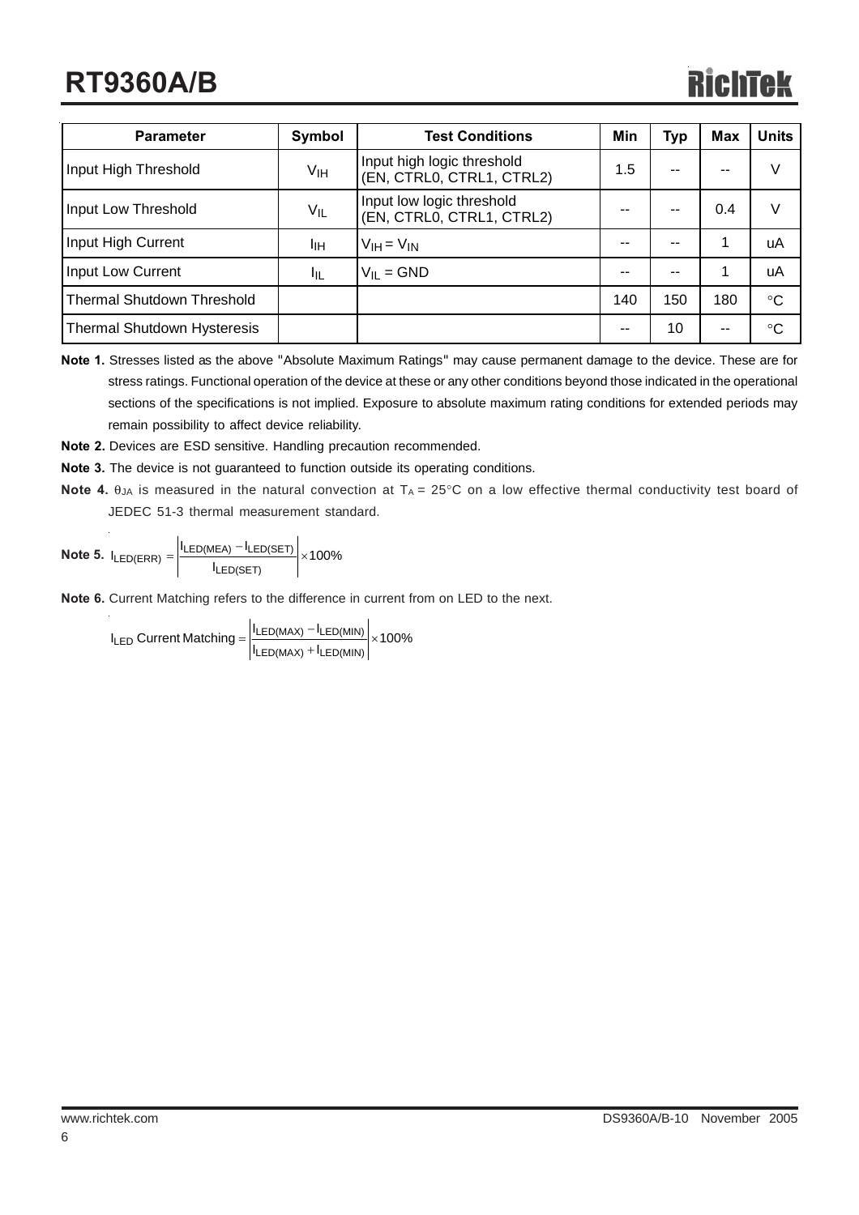| Parameter | Symbol | Test Conditions | Min | Typ | Max | Units |
|---|---|---|---|---|---|---|
| Input High Threshold | $V_{IH}$ | Input high logic threshold (EN, CTRL0, CTRL1, CTRL2) | 1.5 | -- | -- | V |
| Input Low Threshold | $V_{IL}$ | Input low logic threshold (EN, CTRL0, CTRL1, CTRL2) | -- | -- | 0.4 | V |
| Input High Current | $I_{IH}$ | $V_{IH} = V_{IN}$ | -- | -- | 1 | uA |
| Input Low Current | $I_{IL}$ | $V_{IL}$ = GND | -- | -- | 1 | uA |
| Thermal Shutdown Threshold | | | 140 | 150 | 180 | °C |
| Thermal Shutdown Hysteresis | | | -- | 10 | -- | °C |

**Note 1.** Stresses listed as the above "Absolute Maximum Ratings" may cause permanent damage to the device. These are for stress ratings. Functional operation of the device at these or any other conditions beyond those indicated in the operational sections of the specifications is not implied. Exposure to absolute maximum rating conditions for extended periods may remain possibility to affect device reliability.

**Note 2.** Devices are ESD sensitive. Handling precaution recommended.

**Note 3.** The device is not guaranteed to function outside its operating conditions.

**Note 4.** $\theta_{JA}$ is measured in the natural convection at $T_A$ = 25°C on a low effective thermal conductivity test board of JEDEC 51-3 thermal measurement standard.

**Note 5.** $I_{LED(ERR)} = \left| \frac{I_{LED(MEA)} - I_{LED(SET)}}{I_{LED(SET)}} \right| \times 100\%$

**Note 6.** Current Matching refers to the difference in current from on LED to the next.

$$I_{LED} \text{ Current Matching} = \left| \frac{I_{LED(MAX)} - I_{LED(MIN)}}{I_{LED(MAX)} + I_{LED(MIN)}} \right| \times 100\%$$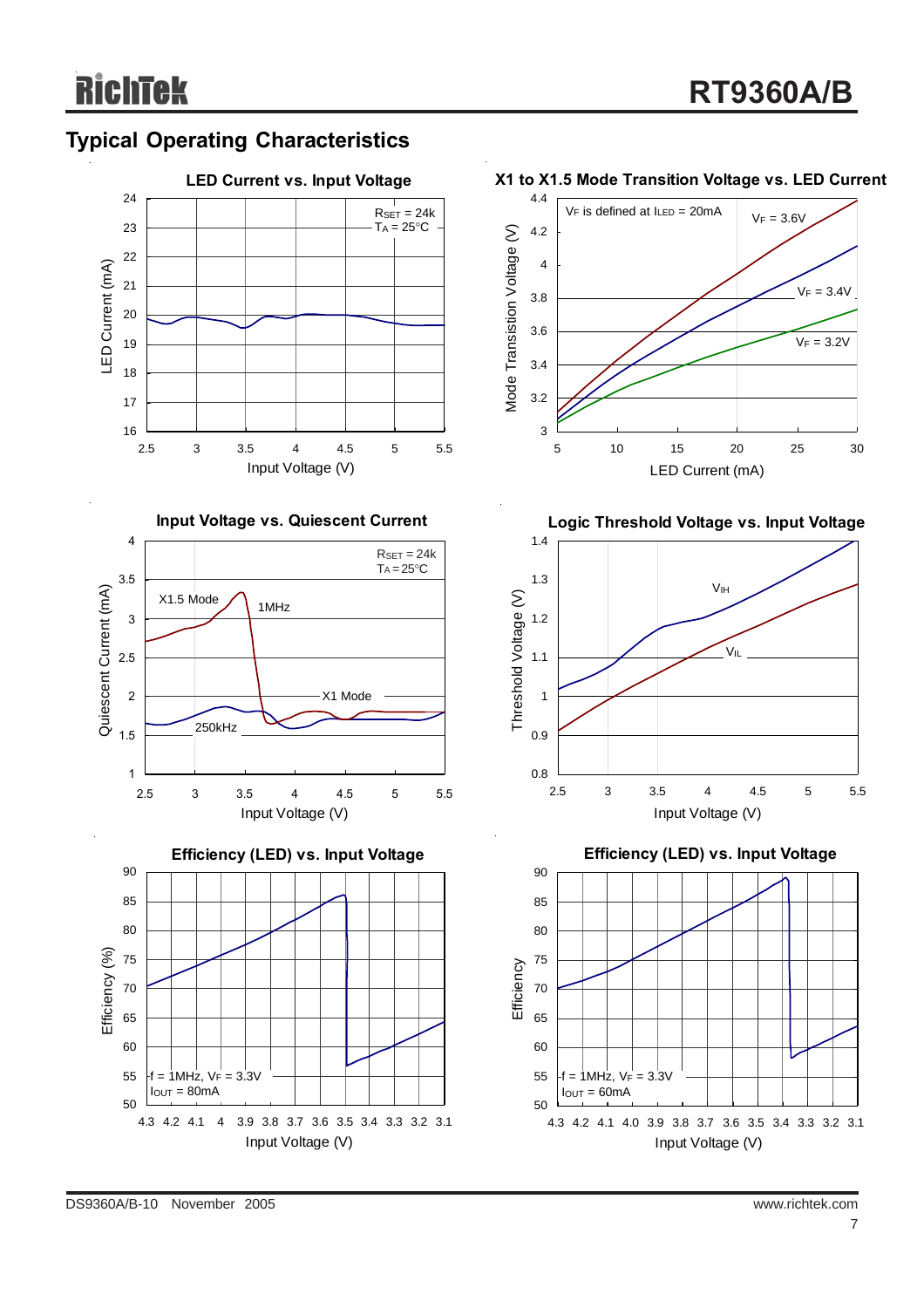## Typical Operating Characteristics

**LED Current vs. Input Voltage**

$R_{SET}$ = 24k
$T_A$ = 25°C

LED Current (mA)
24
23
22
21
20
19
18
17
16

2.5 3 3.5 4 4.5 5 5.5
Input Voltage (V)

**X1 to X1.5 Mode Transition Voltage vs. LED Current**

$V_F$ is defined at $I_{LED}$ = 20mA
$V_F$ = 3.6V
$V_F$ = 3.4V
$V_F$ = 3.2V

Mode Transition Voltage (V)
4.4
4.2
4
3.8
3.6
3.4
3.2
3

5 10 15 20 25 30
LED Current (mA)

**Input Voltage vs. Quiescent Current**

$R_{SET}$ = 24k
$T_A$ = 25°C
X1.5 Mode
1MHz
X1 Mode
250kHz

Quiescent Current (mA)
4
3.5
3
2.5
2
1.5
1

2.5 3 3.5 4 4.5 5 5.5
Input Voltage (V)

**Logic Threshold Voltage vs. Input Voltage**

$V_{IH}$
$V_{IL}$

Threshold Voltage (V)
1.4
1.3
1.2
1.1
1
0.9
0.8

2.5 3 3.5 4 4.5 5 5.5
Input Voltage (V)

**Efficiency (LED) vs. Input Voltage**

f = 1MHz, $V_F$ = 3.3V
$I_{OUT}$ = 80mA

Efficiency (%)
90
85
80
75
70
65
60
55
50

4.3 4.2 4.1 4 3.9 3.8 3.7 3.6 3.5 3.4 3.3 3.2 3.1
Input Voltage (V)

**Efficiency (LED) vs. Input Voltage**

f = 1MHz, $V_F$ = 3.3V
$I_{OUT}$ = 60mA

Efficiency
90
85
80
75
70
65
60
55
50

4.3 4.2 4.1 4.0 3.9 3.8 3.7 3.6 3.5 3.4 3.3 3.2 3.1
Input Voltage (V)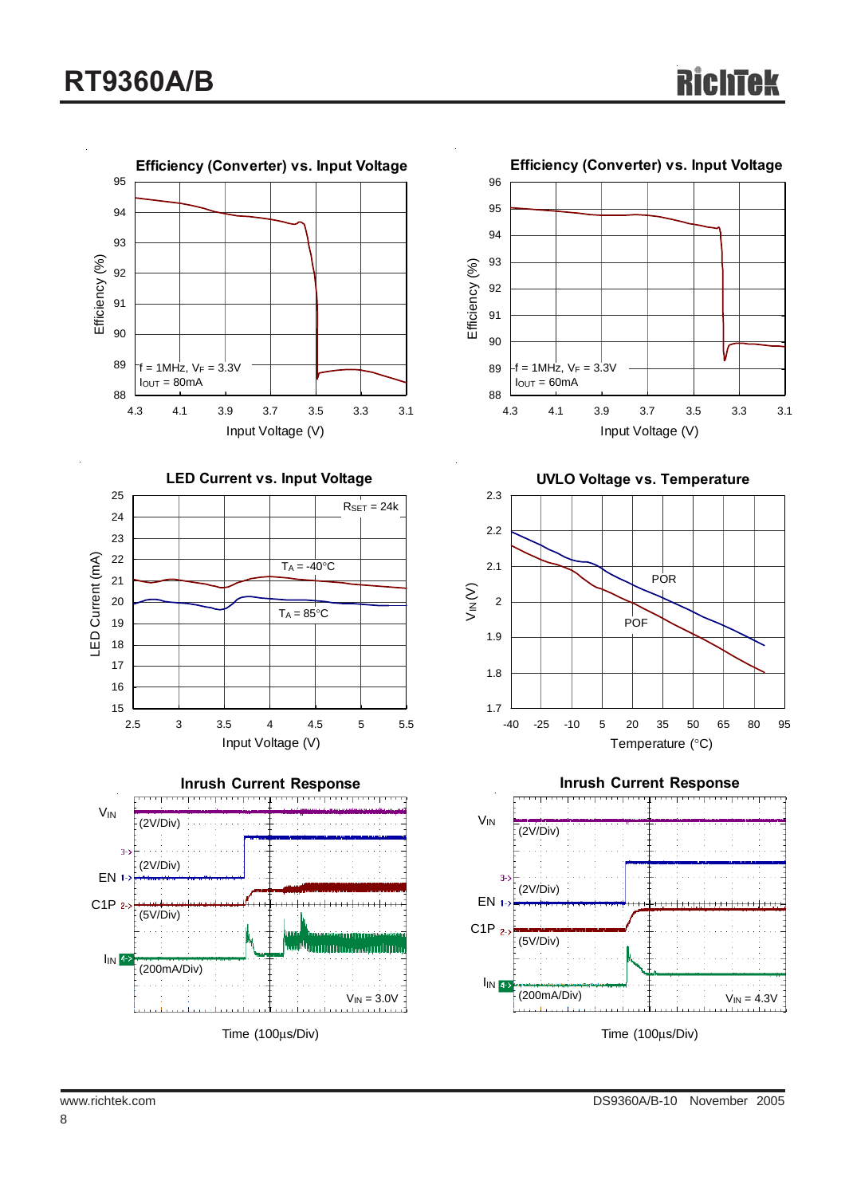Efficiency (Converter) vs. Input Voltage

Efficiency (%)

95
94
93
92
91
90
89
88

4.3 4.1 3.9 3.7 3.5 3.3 3.1

Input Voltage (V)

f = 1MHz, $V_F$ = 3.3V
$I_{OUT}$ = 80mA

Efficiency (Converter) vs. Input Voltage

Efficiency (%)

96
95
94
93
92
91
90
89
88

4.3 4.1 3.9 3.7 3.5 3.3 3.1

Input Voltage (V)

f = 1MHz, $V_F$ = 3.3V
$I_{OUT}$ = 60mA

LED Current vs. Input Voltage

LED Current (mA)

25
24
23
22
21
20
19
18
17
16
15

2.5 3 3.5 4 4.5 5 5.5

Input Voltage (V)

$R_{SET}$ = 24k

$T_A$ = -40°C

$T_A$ = 85°C

UVLO Voltage vs. Temperature

$V_{IN}$ (V)

2.3
2.2
2.1
2
1.9
1.8
1.7

-40 -25 -10 5 20 35 50 65 80 95

Temperature (°C)

POR

POF

Inrush Current Response

$V_{IN}$ (2V/Div)

EN (2V/Div)

C1P (5V/Div)

$I_{IN}$ (200mA/Div)

$V_{IN}$ = 3.0V

Time (100μs/Div)

Inrush Current Response

$V_{IN}$ (2V/Div)

EN (2V/Div)

C1P (5V/Div)

$I_{IN}$ (200mA/Div)

$V_{IN}$ = 4.3V

Time (100μs/Div)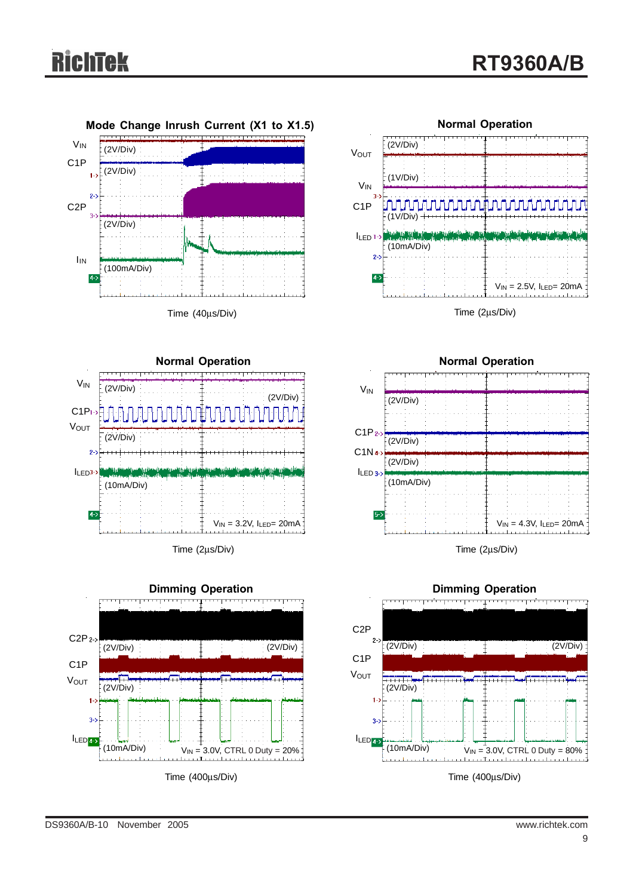**Mode Change Inrush Current (X1 to X1.5)**

$V_{IN}$ (2V/Div)

C1P (2V/Div)

C2P (2V/Div)

$I_{IN}$ (100mA/Div)

Time (40μs/Div)

**Normal Operation**

$V_{OUT}$ (2V/Div)

$V_{IN}$ (1V/Div)

C1P (1V/Div)

$I_{LED}$ (10mA/Div)

$V_{IN}$ = 2.5V, $I_{LED}$= 20mA

Time (2μs/Div)

**Normal Operation**

$V_{IN}$ (2V/Div)

C1P (2V/Div)

$V_{OUT}$ (2V/Div)

$I_{LED}$ (10mA/Div)

$V_{IN}$ = 3.2V, $I_{LED}$= 20mA

Time (2μs/Div)

**Normal Operation**

$V_{IN}$ (2V/Div)

C1P (2V/Div)

C1N (2V/Div)

$I_{LED}$ (10mA/Div)

$V_{IN}$ = 4.3V, $I_{LED}$= 20mA

Time (2μs/Div)

**Dimming Operation**

C2P (2V/Div)

C1P (2V/Div)

$V_{OUT}$ (2V/Div)

$I_{LED}$ (10mA/Div)

$V_{IN}$ = 3.0V, CTRL 0 Duty = 20%

Time (400μs/Div)

**Dimming Operation**

C2P (2V/Div)

C1P (2V/Div)

$V_{OUT}$ (2V/Div)

$I_{LED}$ (10mA/Div)

$V_{IN}$ = 3.0V, CTRL 0 Duty = 80%

Time (400μs/Div)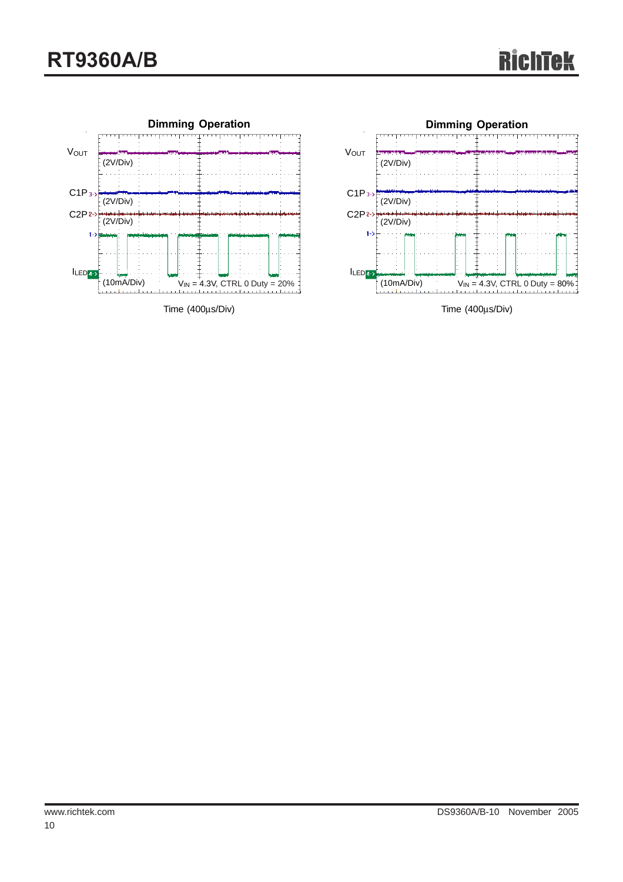**Dimming Operation**

$V_{OUT}$ (2V/Div)

C1P (2V/Div)

C2P (2V/Div)

$I_{LED}$ (10mA/Div)

$V_{IN}$ = 4.3V, CTRL 0 Duty = 20%

Time (400μs/Div)

**Dimming Operation**

$V_{OUT}$ (2V/Div)

C1P (2V/Div)

C2P (2V/Div)

$I_{LED}$ (10mA/Div)

$V_{IN}$ = 4.3V, CTRL 0 Duty = 80%

Time (400μs/Div)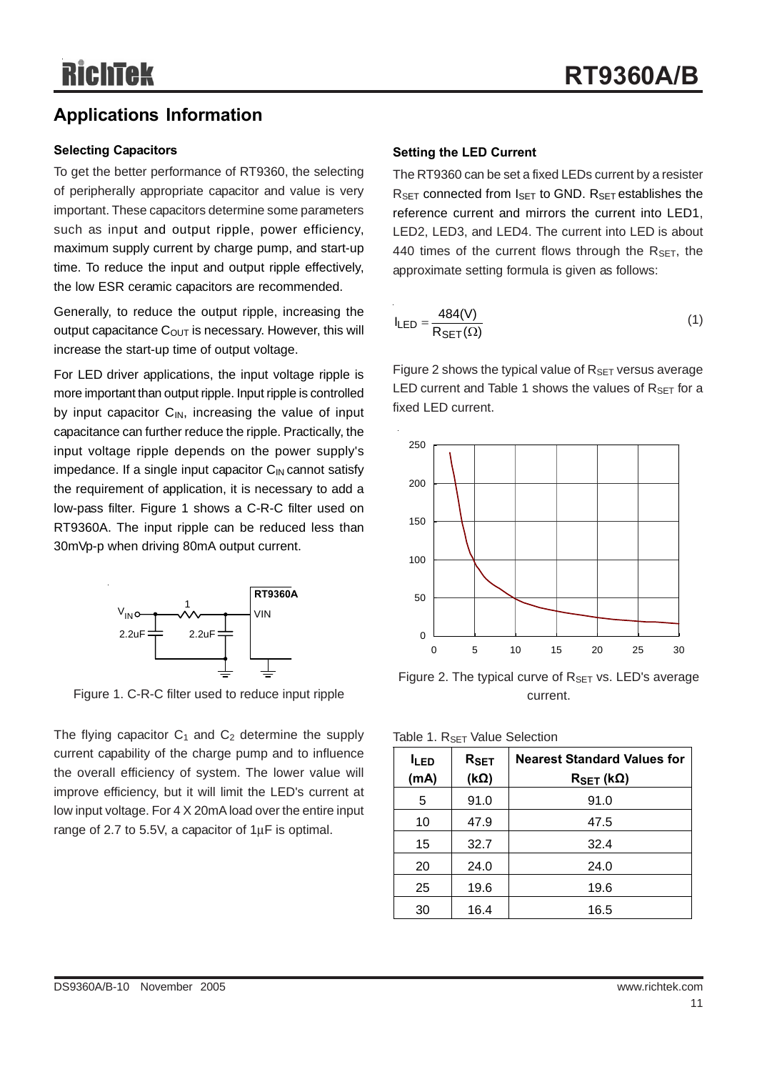## Applications Information

### Selecting Capacitors

To get the better performance of RT9360, the selecting of peripherally appropriate capacitor and value is very important. These capacitors determine some parameters such as input and output ripple, power efficiency, maximum supply current by charge pump, and start-up time. To reduce the input and output ripple effectively, the low ESR ceramic capacitors are recommended.

Generally, to reduce the output ripple, increasing the output capacitance $C_{OUT}$ is necessary. However, this will increase the start-up time of output voltage.

For LED driver applications, the input voltage ripple is more important than output ripple. Input ripple is controlled by input capacitor $C_{IN}$, increasing the value of input capacitance can further reduce the ripple. Practically, the input voltage ripple depends on the power supply's impedance. If a single input capacitor $C_{IN}$ cannot satisfy the requirement of application, it is necessary to add a low-pass filter. Figure 1 shows a C-R-C filter used on RT9360A. The input ripple can be reduced less than 30mVp-p when driving 80mA output current.

RT9360A
VIN
$V_{IN}$
1
2.2uF
2.2uF

Figure 1. C-R-C filter used to reduce input ripple

The flying capacitor $C_1$ and $C_2$ determine the supply current capability of the charge pump and to influence the overall efficiency of system. The lower value will improve efficiency, but it will limit the LED's current at low input voltage. For 4 X 20mA load over the entire input range of 2.7 to 5.5V, a capacitor of 1µF is optimal.

### Setting the LED Current

The RT9360 can be set a fixed LEDs current by a resister $R_{SET}$ connected from $I_{SET}$ to GND. $R_{SET}$ establishes the reference current and mirrors the current into LED1, LED2, LED3, and LED4. The current into LED is about 440 times of the current flows through the $R_{SET}$, the approximate setting formula is given as follows:

$$I_{LED} = \frac{484(V)}{R_{SET}(\Omega)} \qquad (1)$$

Figure 2 shows the typical value of $R_{SET}$ versus average LED current and Table 1 shows the values of $R_{SET}$ for a fixed LED current.

250
200
150
100
50
0
0
5
10
15
20
25
30

Figure 2. The typical curve of $R_{SET}$ vs. LED's average current.

Table 1. $R_{SET}$ Value Selection

| $I_{LED}$ (mA) | $R_{SET}$ (kΩ) | Nearest Standard Values for $R_{SET}$ (kΩ) |
|---|---|---|
| 5 | 91.0 | 91.0 |
| 10 | 47.9 | 47.5 |
| 15 | 32.7 | 32.4 |
| 20 | 24.0 | 24.0 |
| 25 | 19.6 | 19.6 |
| 30 | 16.4 | 16.5 |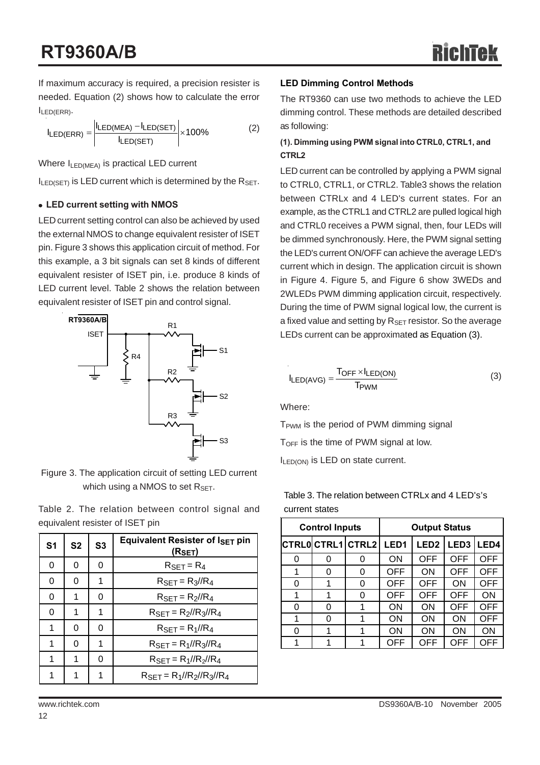If maximum accuracy is required, a precision resister is needed. Equation (2) shows how to calculate the error $I_{LED(ERR)}$.

$$I_{LED(ERR)} = \left| \frac{I_{LED(MEA)} - I_{LED(SET)}}{I_{LED(SET)}} \right| \times 100\% \qquad (2)$$

Where $I_{LED(MEA)}$ is practical LED current

$I_{LED(SET)}$ is LED current which is determined by the $R_{SET}$.

- **LED current setting with NMOS**

LED current setting control can also be achieved by used the external NMOS to change equivalent resister of ISET pin. Figure 3 shows this application circuit of method. For this example, a 3 bit signals can set 8 kinds of different equivalent resister of ISET pin, i.e. produce 8 kinds of LED current level. Table 2 shows the relation between equivalent resister of ISET pin and control signal.

RT9360A/B
ISET
R1
R4
S1
R2
S2
R3
S3

Figure 3. The application circuit of setting LED current which using a NMOS to set $R_{SET}$.

Table 2. The relation between control signal and equivalent resister of ISET pin

| S1 | S2 | S3 | Equivalent Resister of $I_{SET}$ pin ($R_{SET}$) |
|---|---|---|---|
| 0 | 0 | 0 | $R_{SET} = R_4$ |
| 0 | 0 | 1 | $R_{SET} = R_3//R_4$ |
| 0 | 1 | 0 | $R_{SET} = R_2//R_4$ |
| 0 | 1 | 1 | $R_{SET} = R_2//R_3//R_4$ |
| 1 | 0 | 0 | $R_{SET} = R_1//R_4$ |
| 1 | 0 | 1 | $R_{SET} = R_1//R_3//R_4$ |
| 1 | 1 | 0 | $R_{SET} = R_1//R_2//R_4$ |
| 1 | 1 | 1 | $R_{SET} = R_1//R_2//R_3//R_4$ |

**LED Dimming Control Methods**

The RT9360 can use two methods to achieve the LED dimming control. These methods are detailed described as following:

**(1). Dimming using PWM signal into CTRL0, CTRL1, and CTRL2**

LED current can be controlled by applying a PWM signal to CTRL0, CTRL1, or CTRL2. Table3 shows the relation between CTRLx and 4 LED's current states. For an example, as the CTRL1 and CTRL2 are pulled logical high and CTRL0 receives a PWM signal, then, four LEDs will be dimmed synchronously. Here, the PWM signal setting the LED's current ON/OFF can achieve the average LED's current which in design. The application circuit is shown in Figure 4. Figure 5, and Figure 6 show 3WEDs and 2WLEDs PWM dimming application circuit, respectively. During the time of PWM signal logical low, the current is a fixed value and setting by $R_{SET}$ resistor. So the average LEDs current can be approximated as Equation (3).

$$I_{LED(AVG)} = \frac{T_{OFF} \times I_{LED(ON)}}{T_{PWM}} \qquad (3)$$

Where:

$T_{PWM}$ is the period of PWM dimming signal

$T_{OFF}$ is the time of PWM signal at low.

$I_{LED(ON)}$ is LED on state current.

Table 3. The relation between CTRLx and 4 LED's's current states

| Control Inputs | | | Output Status | | | |
|---|---|---|---|---|---|---|
| CTRL0 | CTRL1 | CTRL2 | LED1 | LED2 | LED3 | LED4 |
| 0 | 0 | 0 | ON | OFF | OFF | OFF |
| 1 | 0 | 0 | OFF | ON | OFF | OFF |
| 0 | 1 | 0 | OFF | OFF | ON | OFF |
| 1 | 1 | 0 | OFF | OFF | OFF | ON |
| 0 | 0 | 1 | ON | ON | OFF | OFF |
| 1 | 0 | 1 | ON | ON | ON | OFF |
| 0 | 1 | 1 | ON | ON | ON | ON |
| 1 | 1 | 1 | OFF | OFF | OFF | OFF |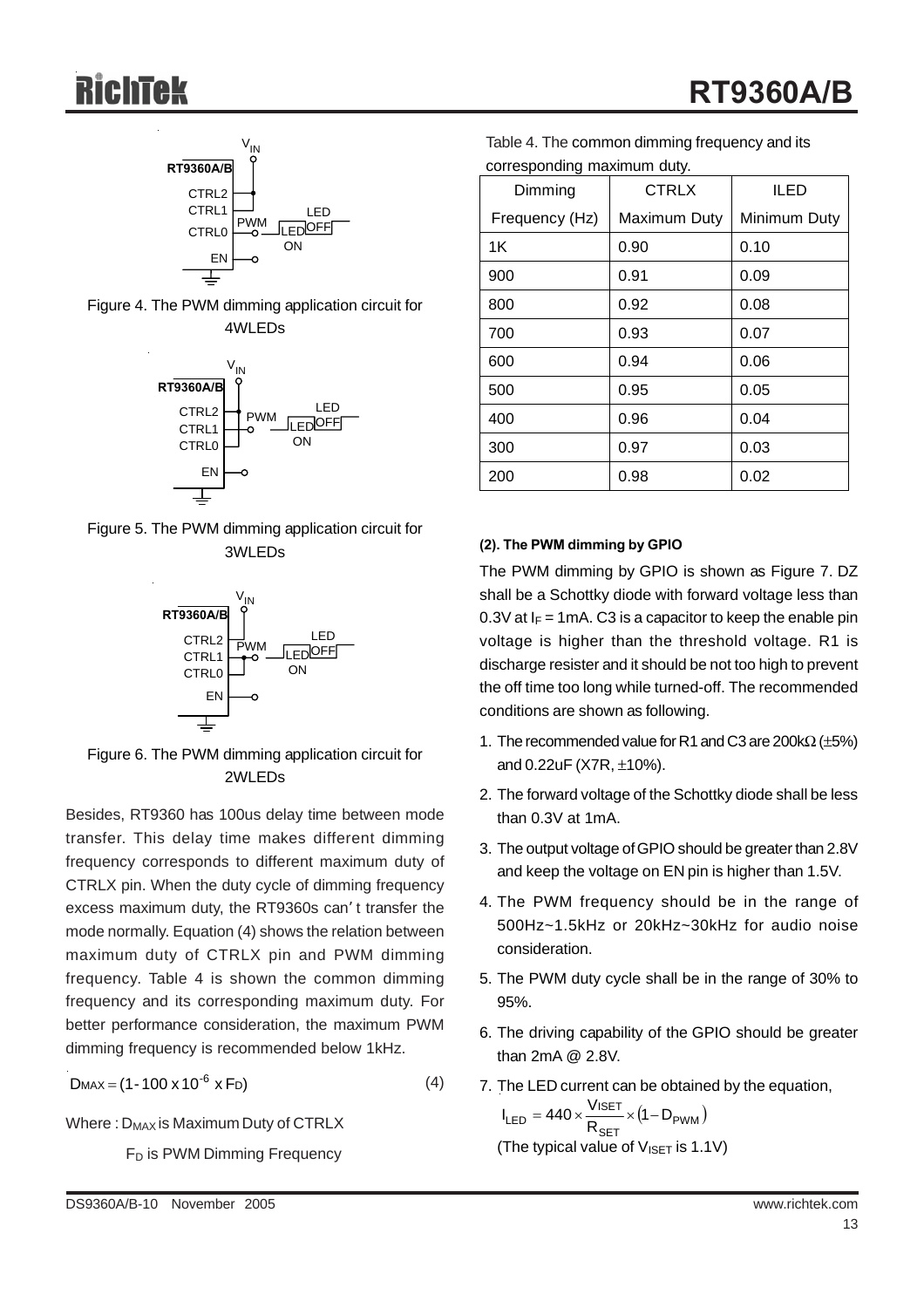Figure 4. The PWM dimming application circuit for 4WLEDs

Figure 5. The PWM dimming application circuit for 3WLEDs

Figure 6. The PWM dimming application circuit for 2WLEDs

Besides, RT9360 has 100us delay time between mode transfer. This delay time makes different dimming frequency corresponds to different maximum duty of CTRLX pin. When the duty cycle of dimming frequency excess maximum duty, the RT9360s can't transfer the mode normally. Equation (4) shows the relation between maximum duty of CTRLX pin and PWM dimming frequency. Table 4 is shown the common dimming frequency and its corresponding maximum duty. For better performance consideration, the maximum PWM dimming frequency is recommended below 1kHz.

$$D_{MAX} = (1 - 100 \times 10^{-6} \times F_D) \quad (4)$$

Where : $D_{MAX}$ is Maximum Duty of CTRLX

$F_D$ is PWM Dimming Frequency

Table 4. The common dimming frequency and its corresponding maximum duty.

| Dimming Frequency (Hz) | CTRLX Maximum Duty | ILED Minimum Duty |
|---|---|---|
| 1K | 0.90 | 0.10 |
| 900 | 0.91 | 0.09 |
| 800 | 0.92 | 0.08 |
| 700 | 0.93 | 0.07 |
| 600 | 0.94 | 0.06 |
| 500 | 0.95 | 0.05 |
| 400 | 0.96 | 0.04 |
| 300 | 0.97 | 0.03 |
| 200 | 0.98 | 0.02 |

**(2). The PWM dimming by GPIO**

The PWM dimming by GPIO is shown as Figure 7. DZ shall be a Schottky diode with forward voltage less than 0.3V at $I_F$ = 1mA. C3 is a capacitor to keep the enable pin voltage is higher than the threshold voltage. R1 is discharge resister and it should be not too high to prevent the off time too long while turned-off. The recommended conditions are shown as following.

1. The recommended value for R1 and C3 are 200kΩ (±5%) and 0.22uF (X7R, ±10%).
2. The forward voltage of the Schottky diode shall be less than 0.3V at 1mA.
3. The output voltage of GPIO should be greater than 2.8V and keep the voltage on EN pin is higher than 1.5V.
4. The PWM frequency should be in the range of 500Hz~1.5kHz or 20kHz~30kHz for audio noise consideration.
5. The PWM duty cycle shall be in the range of 30% to 95%.
6. The driving capability of the GPIO should be greater than 2mA @ 2.8V.
7. The LED current can be obtained by the equation,

$$I_{LED} = 440 \times \frac{V_{ISET}}{R_{SET}} \times (1 - D_{PWM})$$

(The typical value of $V_{ISET}$ is 1.1V)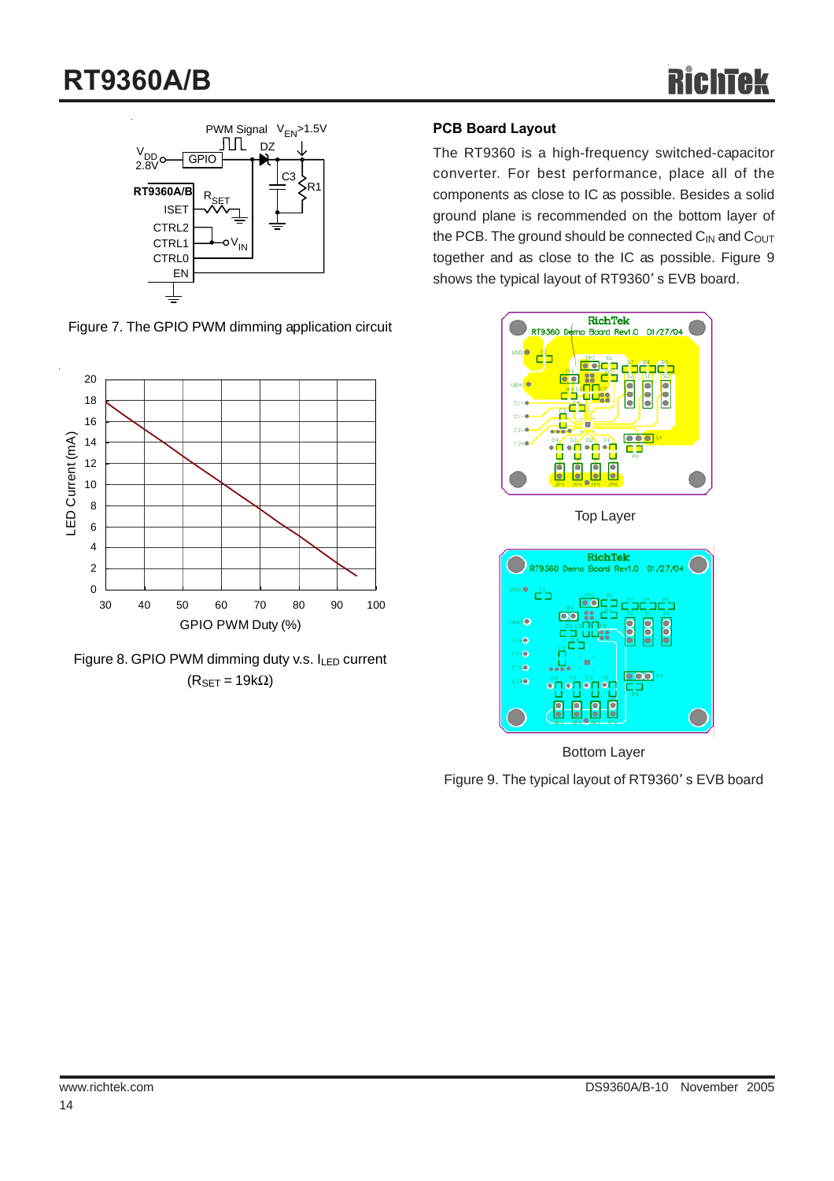PWM Signal $V_{EN}$>1.5V

$V_{DD}$ 2.8V

GPIO

DZ

C3

R1

RT9360A/B

$R_{SET}$

ISET

CTRL2

CTRL1

CTRL0

EN

$V_{IN}$

Figure 7. The GPIO PWM dimming application circuit

LED Current (mA)

20
18
16
14
12
10
8
6
4
2
0

30 40 50 60 70 80 90 100

GPIO PWM Duty (%)

Figure 8. GPIO PWM dimming duty v.s. $I_{LED}$ current ($R_{SET}$ = 19kΩ)

**PCB Board Layout**

The RT9360 is a high-frequency switched-capacitor converter. For best performance, place all of the components as close to IC as possible. Besides a solid ground plane is recommended on the bottom layer of the PCB. The ground should be connected $C_{IN}$ and $C_{OUT}$ together and as close to the IC as possible. Figure 9 shows the typical layout of RT9360's EVB board.

Top Layer

Bottom Layer

Figure 9. The typical layout of RT9360's EVB board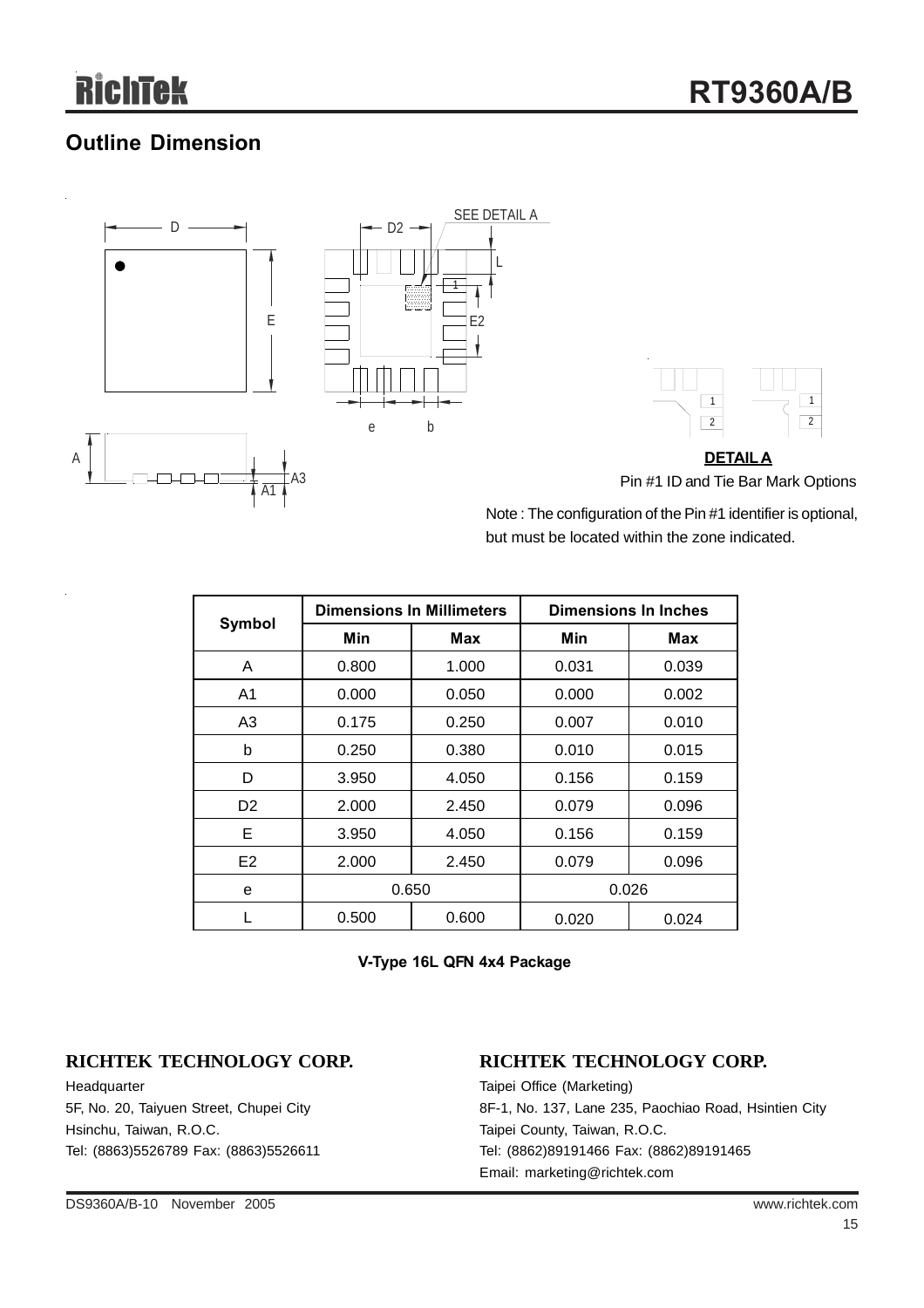## Outline Dimension

SEE DETAIL A

D

D2

L

E

E2

1

e

b

A

A3

A1

1

2

1

2

**DETAIL A**

Pin #1 ID and Tie Bar Mark Options

Note : The configuration of the Pin #1 identifier is optional, but must be located within the zone indicated.

| Symbol | Dimensions In Millimeters | | Dimensions In Inches | |
|---|---|---|---|---|
| | Min | Max | Min | Max |
| A | 0.800 | 1.000 | 0.031 | 0.039 |
| A1 | 0.000 | 0.050 | 0.000 | 0.002 |
| A3 | 0.175 | 0.250 | 0.007 | 0.010 |
| b | 0.250 | 0.380 | 0.010 | 0.015 |
| D | 3.950 | 4.050 | 0.156 | 0.159 |
| D2 | 2.000 | 2.450 | 0.079 | 0.096 |
| E | 3.950 | 4.050 | 0.156 | 0.159 |
| E2 | 2.000 | 2.450 | 0.079 | 0.096 |
| e | 0.650 | | 0.026 | |
| L | 0.500 | 0.600 | 0.020 | 0.024 |

**V-Type 16L QFN 4x4 Package**

**RICHTEK TECHNOLOGY CORP.**

Headquarter

5F, No. 20, Taiyuen Street, Chupei City

Hsinchu, Taiwan, R.O.C.

Tel: (8863)5526789 Fax: (8863)5526611

**RICHTEK TECHNOLOGY CORP.**

Taipei Office (Marketing)

8F-1, No. 137, Lane 235, Paochiao Road, Hsintien City

Taipei County, Taiwan, R.O.C.

Tel: (8862)89191466 Fax: (8862)89191465

Email: marketing@richtek.com